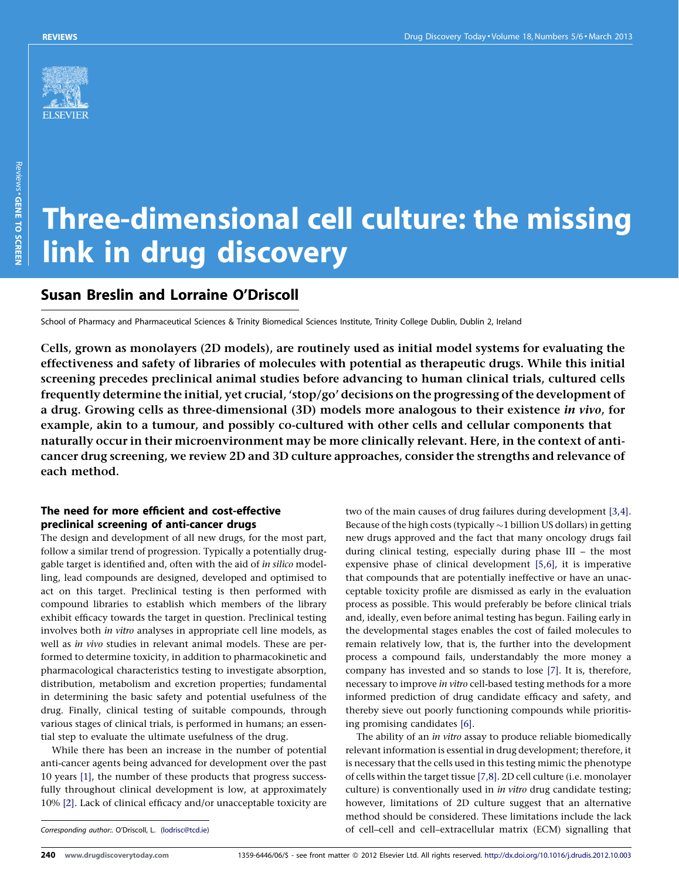# Three-dimensional cell culture: the missing link in drug discovery

## Susan Breslin and Lorraine O'Driscoll

School of Pharmacy and Pharmaceutical Sciences & Trinity Biomedical Sciences Institute, Trinity College Dublin, Dublin 2, Ireland

**Cells, grown as monolayers (2D models), are routinely used as initial model systems for evaluating the effectiveness and safety of libraries of molecules with potential as therapeutic drugs. While this initial screening precedes preclinical animal studies before advancing to human clinical trials, cultured cells frequently determine the initial, yet crucial, 'stop/go' decisions on the progressing of the development of a drug. Growing cells as three-dimensional (3D) models more analogous to their existence *in vivo*, for example, akin to a tumour, and possibly co-cultured with other cells and cellular components that naturally occur in their microenvironment may be more clinically relevant. Here, in the context of anti-cancer drug screening, we review 2D and 3D culture approaches, consider the strengths and relevance of each method.**

### The need for more efficient and cost-effective preclinical screening of anti-cancer drugs

The design and development of all new drugs, for the most part, follow a similar trend of progression. Typically a potentially druggable target is identified and, often with the aid of *in silico* modelling, lead compounds are designed, developed and optimised to act on this target. Preclinical testing is then performed with compound libraries to establish which members of the library exhibit efficacy towards the target in question. Preclinical testing involves both *in vitro* analyses in appropriate cell line models, as well as *in vivo* studies in relevant animal models. These are performed to determine toxicity, in addition to pharmacokinetic and pharmacological characteristics testing to investigate absorption, distribution, metabolism and excretion properties; fundamental in determining the basic safety and potential usefulness of the drug. Finally, clinical testing of suitable compounds, through various stages of clinical trials, is performed in humans; an essential step to evaluate the ultimate usefulness of the drug.

While there has been an increase in the number of potential anti-cancer agents being advanced for development over the past 10 years [1], the number of these products that progress successfully throughout clinical development is low, at approximately 10% [2]. Lack of clinical efficacy and/or unacceptable toxicity are two of the main causes of drug failures during development [3,4]. Because of the high costs (typically ~1 billion US dollars) in getting new drugs approved and the fact that many oncology drugs fail during clinical testing, especially during phase III – the most expensive phase of clinical development [5,6], it is imperative that compounds that are potentially ineffective or have an unacceptable toxicity profile are dismissed as early in the evaluation process as possible. This would preferably be before clinical trials and, ideally, even before animal testing has begun. Failing early in the developmental stages enables the cost of failed molecules to remain relatively low, that is, the further into the development process a compound fails, understandably the more money a company has invested and so stands to lose [7]. It is, therefore, necessary to improve *in vitro* cell-based testing methods for a more informed prediction of drug candidate efficacy and safety, and thereby sieve out poorly functioning compounds while prioritising promising candidates [6].

The ability of an *in vitro* assay to produce reliable biomedically relevant information is essential in drug development; therefore, it is necessary that the cells used in this testing mimic the phenotype of cells within the target tissue [7,8]. 2D cell culture (i.e. monolayer culture) is conventionally used in *in vitro* drug candidate testing; however, limitations of 2D culture suggest that an alternative method should be considered. These limitations include the lack of cell–cell and cell–extracellular matrix (ECM) signalling that

Corresponding author:. O'Driscoll, L. (lodrisc@tcd.ie)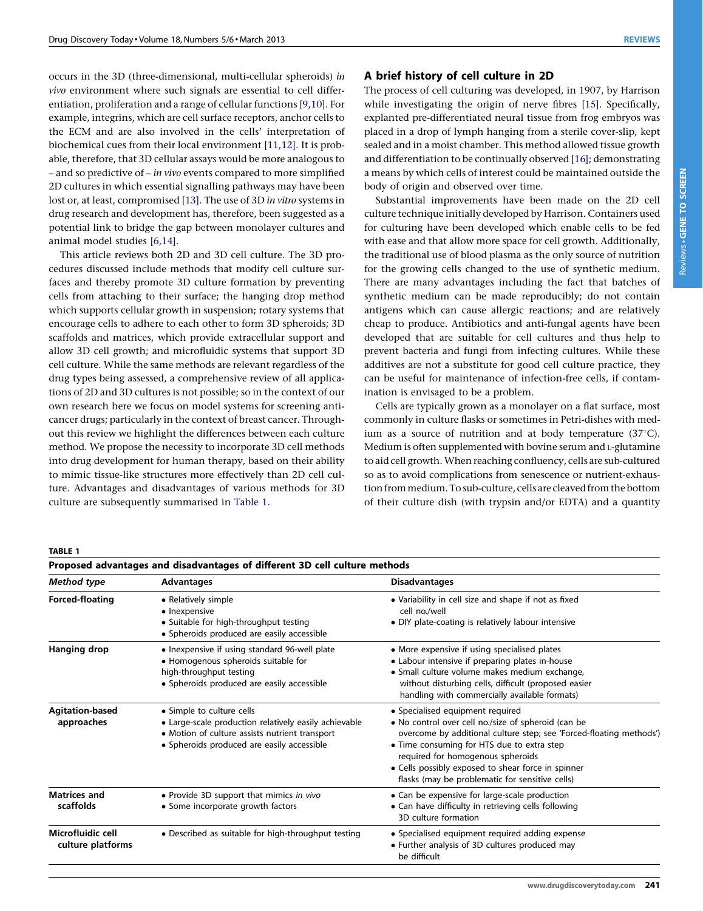occurs in the 3D (three-dimensional, multi-cellular spheroids) *in vivo* environment where such signals are essential to cell differentiation, proliferation and a range of cellular functions [9,10]. For example, integrins, which are cell surface receptors, anchor cells to the ECM and are also involved in the cells' interpretation of biochemical cues from their local environment [11,12]. It is probable, therefore, that 3D cellular assays would be more analogous to – and so predictive of – *in vivo* events compared to more simplified 2D cultures in which essential signalling pathways may have been lost or, at least, compromised [13]. The use of 3D *in vitro* systems in drug research and development has, therefore, been suggested as a potential link to bridge the gap between monolayer cultures and animal model studies [6,14].

This article reviews both 2D and 3D cell culture. The 3D procedures discussed include methods that modify cell culture surfaces and thereby promote 3D culture formation by preventing cells from attaching to their surface; the hanging drop method which supports cellular growth in suspension; rotary systems that encourage cells to adhere to each other to form 3D spheroids; 3D scaffolds and matrices, which provide extracellular support and allow 3D cell growth; and microfluidic systems that support 3D cell culture. While the same methods are relevant regardless of the drug types being assessed, a comprehensive review of all applications of 2D and 3D cultures is not possible; so in the context of our own research here we focus on model systems for screening anticancer drugs; particularly in the context of breast cancer. Throughout this review we highlight the differences between each culture method. We propose the necessity to incorporate 3D cell methods into drug development for human therapy, based on their ability to mimic tissue-like structures more effectively than 2D cell culture. Advantages and disadvantages of various methods for 3D culture are subsequently summarised in Table 1.

## A brief history of cell culture in 2D

The process of cell culturing was developed, in 1907, by Harrison while investigating the origin of nerve fibres [15]. Specifically, explanted pre-differentiated neural tissue from frog embryos was placed in a drop of lymph hanging from a sterile cover-slip, kept sealed and in a moist chamber. This method allowed tissue growth and differentiation to be continually observed [16]; demonstrating a means by which cells of interest could be maintained outside the body of origin and observed over time.

Substantial improvements have been made on the 2D cell culture technique initially developed by Harrison. Containers used for culturing have been developed which enable cells to be fed with ease and that allow more space for cell growth. Additionally, the traditional use of blood plasma as the only source of nutrition for the growing cells changed to the use of synthetic medium. There are many advantages including the fact that batches of synthetic medium can be made reproducibly; do not contain antigens which can cause allergic reactions; and are relatively cheap to produce. Antibiotics and anti-fungal agents have been developed that are suitable for cell cultures and thus help to prevent bacteria and fungi from infecting cultures. While these additives are not a substitute for good cell culture practice, they can be useful for maintenance of infection-free cells, if contamination is envisaged to be a problem.

Cells are typically grown as a monolayer on a flat surface, most commonly in culture flasks or sometimes in Petri-dishes with medium as a source of nutrition and at body temperature (37°C). Medium is often supplemented with bovine serum and L-glutamine to aid cell growth. When reaching confluency, cells are sub-cultured so as to avoid complications from senescence or nutrient-exhaustion from medium. To sub-culture, cells are cleaved from the bottom of their culture dish (with trypsin and/or EDTA) and a quantity

**TABLE 1**

**Proposed advantages and disadvantages of different 3D cell culture methods**

| *Method type* | Advantages | Disadvantages |
|---|---|---|
| **Forced-floating** | • Relatively simple<br>• Inexpensive<br>• Suitable for high-throughput testing<br>• Spheroids produced are easily accessible | • Variability in cell size and shape if not as fixed cell no./well<br>• DIY plate-coating is relatively labour intensive |
| **Hanging drop** | • Inexpensive if using standard 96-well plate<br>• Homogenous spheroids suitable for high-throughput testing<br>• Spheroids produced are easily accessible | • More expensive if using specialised plates<br>• Labour intensive if preparing plates in-house<br>• Small culture volume makes medium exchange, without disturbing cells, difficult (proposed easier handling with commercially available formats) |
| **Agitation-based approaches** | • Simple to culture cells<br>• Large-scale production relatively easily achievable<br>• Motion of culture assists nutrient transport<br>• Spheroids produced are easily accessible | • Specialised equipment required<br>• No control over cell no./size of spheroid (can be overcome by additional culture step; see 'Forced-floating methods')<br>• Time consuming for HTS due to extra step required for homogenous spheroids<br>• Cells possibly exposed to shear force in spinner flasks (may be problematic for sensitive cells) |
| **Matrices and scaffolds** | • Provide 3D support that mimics *in vivo*<br>• Some incorporate growth factors | • Can be expensive for large-scale production<br>• Can have difficulty in retrieving cells following 3D culture formation |
| **Microfluidic cell culture platforms** | • Described as suitable for high-throughput testing | • Specialised equipment required adding expense<br>• Further analysis of 3D cultures produced may be difficult |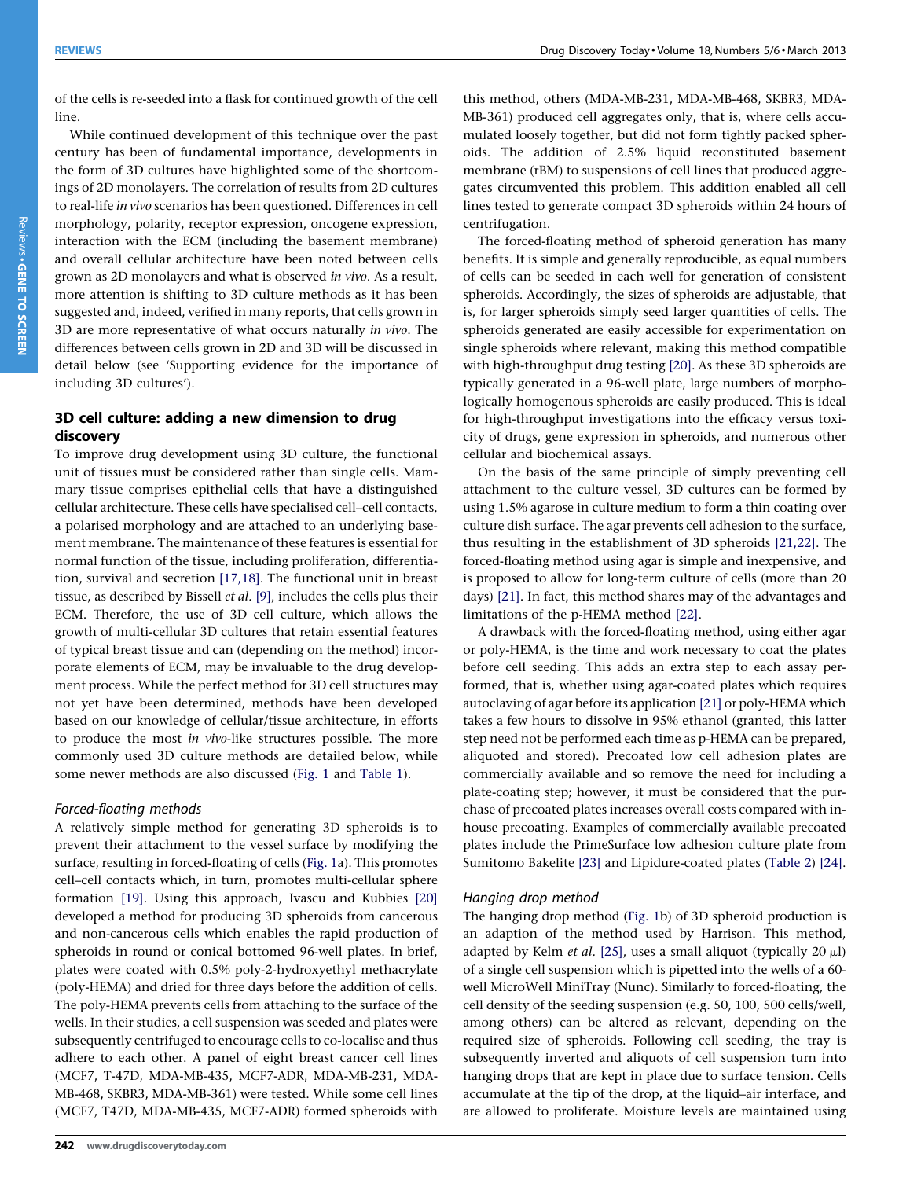of the cells is re-seeded into a flask for continued growth of the cell line.

While continued development of this technique over the past century has been of fundamental importance, developments in the form of 3D cultures have highlighted some of the shortcomings of 2D monolayers. The correlation of results from 2D cultures to real-life *in vivo* scenarios has been questioned. Differences in cell morphology, polarity, receptor expression, oncogene expression, interaction with the ECM (including the basement membrane) and overall cellular architecture have been noted between cells grown as 2D monolayers and what is observed *in vivo*. As a result, more attention is shifting to 3D culture methods as it has been suggested and, indeed, verified in many reports, that cells grown in 3D are more representative of what occurs naturally *in vivo*. The differences between cells grown in 2D and 3D will be discussed in detail below (see 'Supporting evidence for the importance of including 3D cultures').

## 3D cell culture: adding a new dimension to drug discovery

To improve drug development using 3D culture, the functional unit of tissues must be considered rather than single cells. Mammary tissue comprises epithelial cells that have a distinguished cellular architecture. These cells have specialised cell–cell contacts, a polarised morphology and are attached to an underlying basement membrane. The maintenance of these features is essential for normal function of the tissue, including proliferation, differentiation, survival and secretion [17,18]. The functional unit in breast tissue, as described by Bissell *et al.* [9], includes the cells plus their ECM. Therefore, the use of 3D cell culture, which allows the growth of multi-cellular 3D cultures that retain essential features of typical breast tissue and can (depending on the method) incorporate elements of ECM, may be invaluable to the drug development process. While the perfect method for 3D cell structures may not yet have been determined, methods have been developed based on our knowledge of cellular/tissue architecture, in efforts to produce the most *in vivo*-like structures possible. The more commonly used 3D culture methods are detailed below, while some newer methods are also discussed (Fig. 1 and Table 1).

### *Forced-floating methods*

A relatively simple method for generating 3D spheroids is to prevent their attachment to the vessel surface by modifying the surface, resulting in forced-floating of cells (Fig. 1a). This promotes cell–cell contacts which, in turn, promotes multi-cellular sphere formation [19]. Using this approach, Ivascu and Kubbies [20] developed a method for producing 3D spheroids from cancerous and non-cancerous cells which enables the rapid production of spheroids in round or conical bottomed 96-well plates. In brief, plates were coated with 0.5% poly-2-hydroxyethyl methacrylate (poly-HEMA) and dried for three days before the addition of cells. The poly-HEMA prevents cells from attaching to the surface of the wells. In their studies, a cell suspension was seeded and plates were subsequently centrifuged to encourage cells to co-localise and thus adhere to each other. A panel of eight breast cancer cell lines (MCF7, T-47D, MDA-MB-435, MCF7-ADR, MDA-MB-231, MDA-MB-468, SKBR3, MDA-MB-361) were tested. While some cell lines (MCF7, T47D, MDA-MB-435, MCF7-ADR) formed spheroids with this method, others (MDA-MB-231, MDA-MB-468, SKBR3, MDA-MB-361) produced cell aggregates only, that is, where cells accumulated loosely together, but did not form tightly packed spheroids. The addition of 2.5% liquid reconstituted basement membrane (rBM) to suspensions of cell lines that produced aggregates circumvented this problem. This addition enabled all cell lines tested to generate compact 3D spheroids within 24 hours of centrifugation.

The forced-floating method of spheroid generation has many benefits. It is simple and generally reproducible, as equal numbers of cells can be seeded in each well for generation of consistent spheroids. Accordingly, the sizes of spheroids are adjustable, that is, for larger spheroids simply seed larger quantities of cells. The spheroids generated are easily accessible for experimentation on single spheroids where relevant, making this method compatible with high-throughput drug testing [20]. As these 3D spheroids are typically generated in a 96-well plate, large numbers of morphologically homogenous spheroids are easily produced. This is ideal for high-throughput investigations into the efficacy versus toxicity of drugs, gene expression in spheroids, and numerous other cellular and biochemical assays.

On the basis of the same principle of simply preventing cell attachment to the culture vessel, 3D cultures can be formed by using 1.5% agarose in culture medium to form a thin coating over culture dish surface. The agar prevents cell adhesion to the surface, thus resulting in the establishment of 3D spheroids [21,22]. The forced-floating method using agar is simple and inexpensive, and is proposed to allow for long-term culture of cells (more than 20 days) [21]. In fact, this method shares may of the advantages and limitations of the p-HEMA method [22].

A drawback with the forced-floating method, using either agar or poly-HEMA, is the time and work necessary to coat the plates before cell seeding. This adds an extra step to each assay performed, that is, whether using agar-coated plates which requires autoclaving of agar before its application [21] or poly-HEMA which takes a few hours to dissolve in 95% ethanol (granted, this latter step need not be performed each time as p-HEMA can be prepared, aliquoted and stored). Precoated low cell adhesion plates are commercially available and so remove the need for including a plate-coating step; however, it must be considered that the purchase of precoated plates increases overall costs compared with in-house precoating. Examples of commercially available precoated plates include the PrimeSurface low adhesion culture plate from Sumitomo Bakelite [23] and Lipidure-coated plates (Table 2) [24].

### *Hanging drop method*

The hanging drop method (Fig. 1b) of 3D spheroid production is an adaption of the method used by Harrison. This method, adapted by Kelm *et al.* [25], uses a small aliquot (typically 20 μl) of a single cell suspension which is pipetted into the wells of a 60-well MicroWell MiniTray (Nunc). Similarly to forced-floating, the cell density of the seeding suspension (e.g. 50, 100, 500 cells/well, among others) can be altered as relevant, depending on the required size of spheroids. Following cell seeding, the tray is subsequently inverted and aliquots of cell suspension turn into hanging drops that are kept in place due to surface tension. Cells accumulate at the tip of the drop, at the liquid–air interface, and are allowed to proliferate. Moisture levels are maintained using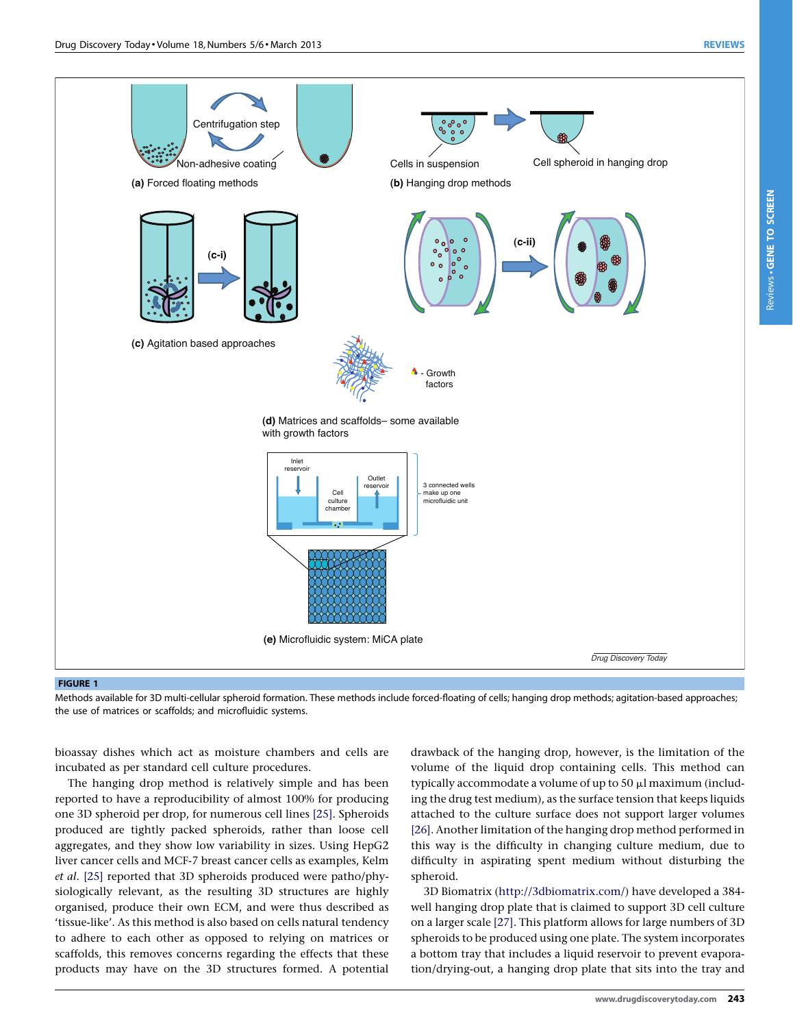**FIGURE 1**

Methods available for 3D multi-cellular spheroid formation. These methods include forced-floating of cells; hanging drop methods; agitation-based approaches; the use of matrices or scaffolds; and microfluidic systems.

bioassay dishes which act as moisture chambers and cells are incubated as per standard cell culture procedures.

The hanging drop method is relatively simple and has been reported to have a reproducibility of almost 100% for producing one 3D spheroid per drop, for numerous cell lines [25]. Spheroids produced are tightly packed spheroids, rather than loose cell aggregates, and they show low variability in sizes. Using HepG2 liver cancer cells and MCF-7 breast cancer cells as examples, Kelm *et al.* [25] reported that 3D spheroids produced were patho/physiologically relevant, as the resulting 3D structures are highly organised, produce their own ECM, and were thus described as 'tissue-like'. As this method is also based on cells natural tendency to adhere to each other as opposed to relying on matrices or scaffolds, this removes concerns regarding the effects that these products may have on the 3D structures formed. A potential drawback of the hanging drop, however, is the limitation of the volume of the liquid drop containing cells. This method can typically accommodate a volume of up to 50 μl maximum (including the drug test medium), as the surface tension that keeps liquids attached to the culture surface does not support larger volumes [26]. Another limitation of the hanging drop method performed in this way is the difficulty in changing culture medium, due to difficulty in aspirating spent medium without disturbing the spheroid.

3D Biomatrix (http://3dbiomatrix.com/) have developed a 384-well hanging drop plate that is claimed to support 3D cell culture on a larger scale [27]. This platform allows for large numbers of 3D spheroids to be produced using one plate. The system incorporates a bottom tray that includes a liquid reservoir to prevent evaporation/drying-out, a hanging drop plate that sits into the tray and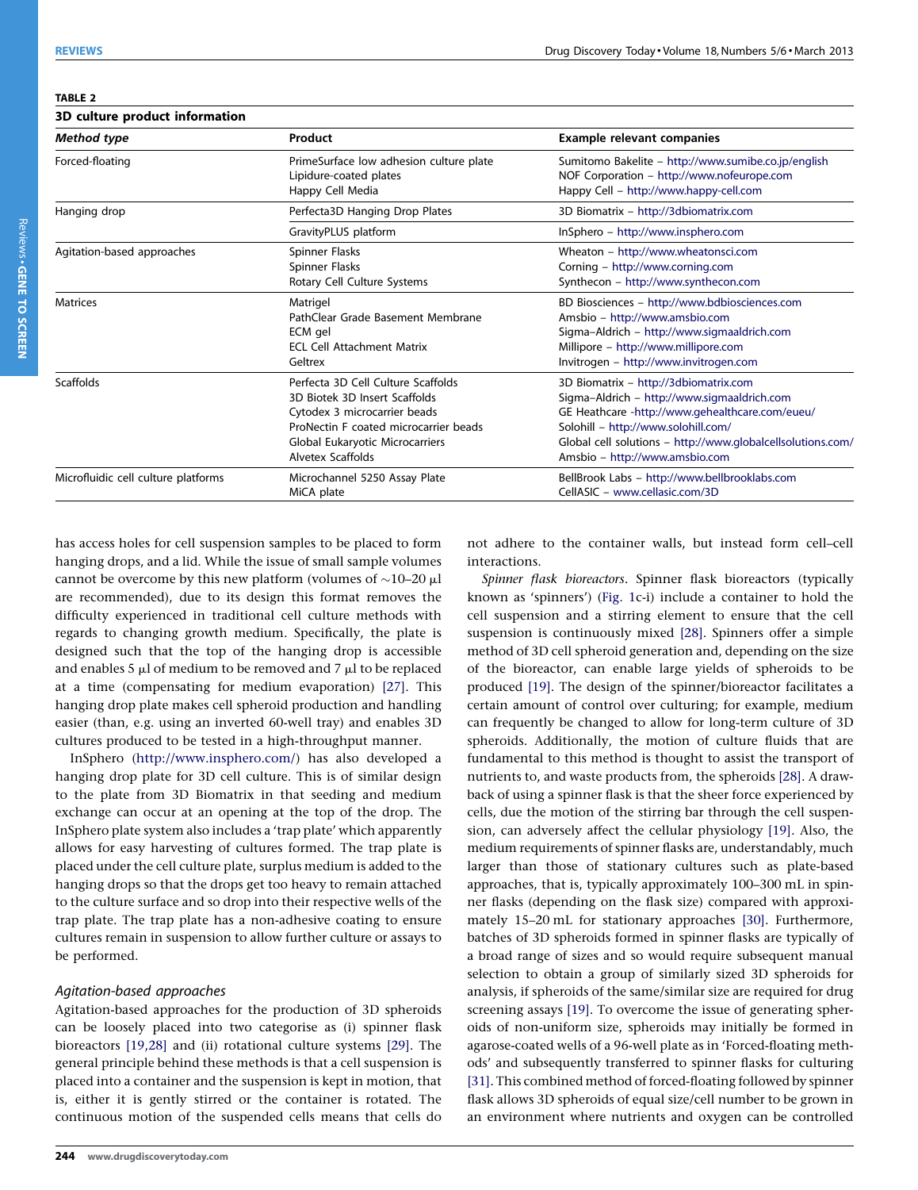**TABLE 2**

**3D culture product information**

| *Method type* | Product | Example relevant companies |
|---|---|---|
| Forced-floating | PrimeSurface low adhesion culture plate<br>Lipidure-coated plates<br>Happy Cell Media | Sumitomo Bakelite – http://www.sumibe.co.jp/english<br>NOF Corporation – http://www.nofeurope.com<br>Happy Cell – http://www.happy-cell.com |
| Hanging drop | Perfecta3D Hanging Drop Plates | 3D Biomatrix – http://3dbiomatrix.com |
| | GravityPLUS platform | InSphero – http://www.insphero.com |
| Agitation-based approaches | Spinner Flasks<br>Spinner Flasks<br>Rotary Cell Culture Systems | Wheaton – http://www.wheatonsci.com<br>Corning – http://www.corning.com<br>Synthecon – http://www.synthecon.com |
| Matrices | Matrigel<br>PathClear Grade Basement Membrane<br>ECM gel<br>ECL Cell Attachment Matrix<br>Geltrex | BD Biosciences – http://www.bdbiosciences.com<br>Amsbio – http://www.amsbio.com<br>Sigma–Aldrich – http://www.sigmaaldrich.com<br>Millipore – http://www.millipore.com<br>Invitrogen – http://www.invitrogen.com |
| Scaffolds | Perfecta 3D Cell Culture Scaffolds<br>3D Biotek 3D Insert Scaffolds<br>Cytodex 3 microcarrier beads<br>ProNectin F coated microcarrier beads<br>Global Eukaryotic Microcarriers<br>Alvetex Scaffolds | 3D Biomatrix – http://3dbiomatrix.com<br>Sigma–Aldrich – http://www.sigmaaldrich.com<br>GE Heathcare -http://www.gehealthcare.com/eueu/<br>Solohill – http://www.solohill.com/<br>Global cell solutions – http://www.globalcellsolutions.com/<br>Amsbio – http://www.amsbio.com |
| Microfluidic cell culture platforms | Microchannel 5250 Assay Plate<br>MiCA plate | BellBrook Labs – http://www.bellbrooklabs.com<br>CellASIC – www.cellasic.com/3D |

has access holes for cell suspension samples to be placed to form hanging drops, and a lid. While the issue of small sample volumes cannot be overcome by this new platform (volumes of ~10–20 μl are recommended), due to its design this format removes the difficulty experienced in traditional cell culture methods with regards to changing growth medium. Specifically, the plate is designed such that the top of the hanging drop is accessible and enables 5 μl of medium to be removed and 7 μl to be replaced at a time (compensating for medium evaporation) [27]. This hanging drop plate makes cell spheroid production and handling easier (than, e.g. using an inverted 60-well tray) and enables 3D cultures produced to be tested in a high-throughput manner.

InSphero (http://www.insphero.com/) has also developed a hanging drop plate for 3D cell culture. This is of similar design to the plate from 3D Biomatrix in that seeding and medium exchange can occur at an opening at the top of the drop. The InSphero plate system also includes a 'trap plate' which apparently allows for easy harvesting of cultures formed. The trap plate is placed under the cell culture plate, surplus medium is added to the hanging drops so that the drops get too heavy to remain attached to the culture surface and so drop into their respective wells of the trap plate. The trap plate has a non-adhesive coating to ensure cultures remain in suspension to allow further culture or assays to be performed.

### *Agitation-based approaches*

Agitation-based approaches for the production of 3D spheroids can be loosely placed into two categorise as (i) spinner flask bioreactors [19,28] and (ii) rotational culture systems [29]. The general principle behind these methods is that a cell suspension is placed into a container and the suspension is kept in motion, that is, either it is gently stirred or the container is rotated. The continuous motion of the suspended cells means that cells do not adhere to the container walls, but instead form cell–cell interactions.

*Spinner flask bioreactors*. Spinner flask bioreactors (typically known as 'spinners') (Fig. 1c-i) include a container to hold the cell suspension and a stirring element to ensure that the cell suspension is continuously mixed [28]. Spinners offer a simple method of 3D cell spheroid generation and, depending on the size of the bioreactor, can enable large yields of spheroids to be produced [19]. The design of the spinner/bioreactor facilitates a certain amount of control over culturing; for example, medium can frequently be changed to allow for long-term culture of 3D spheroids. Additionally, the motion of culture fluids that are fundamental to this method is thought to assist the transport of nutrients to, and waste products from, the spheroids [28]. A drawback of using a spinner flask is that the sheer force experienced by cells, due the motion of the stirring bar through the cell suspension, can adversely affect the cellular physiology [19]. Also, the medium requirements of spinner flasks are, understandably, much larger than those of stationary cultures such as plate-based approaches, that is, typically approximately 100–300 mL in spinner flasks (depending on the flask size) compared with approximately 15–20 mL for stationary approaches [30]. Furthermore, batches of 3D spheroids formed in spinner flasks are typically of a broad range of sizes and so would require subsequent manual selection to obtain a group of similarly sized 3D spheroids for analysis, if spheroids of the same/similar size are required for drug screening assays [19]. To overcome the issue of generating spheroids of non-uniform size, spheroids may initially be formed in agarose-coated wells of a 96-well plate as in 'Forced-floating methods' and subsequently transferred to spinner flasks for culturing [31]. This combined method of forced-floating followed by spinner flask allows 3D spheroids of equal size/cell number to be grown in an environment where nutrients and oxygen can be controlled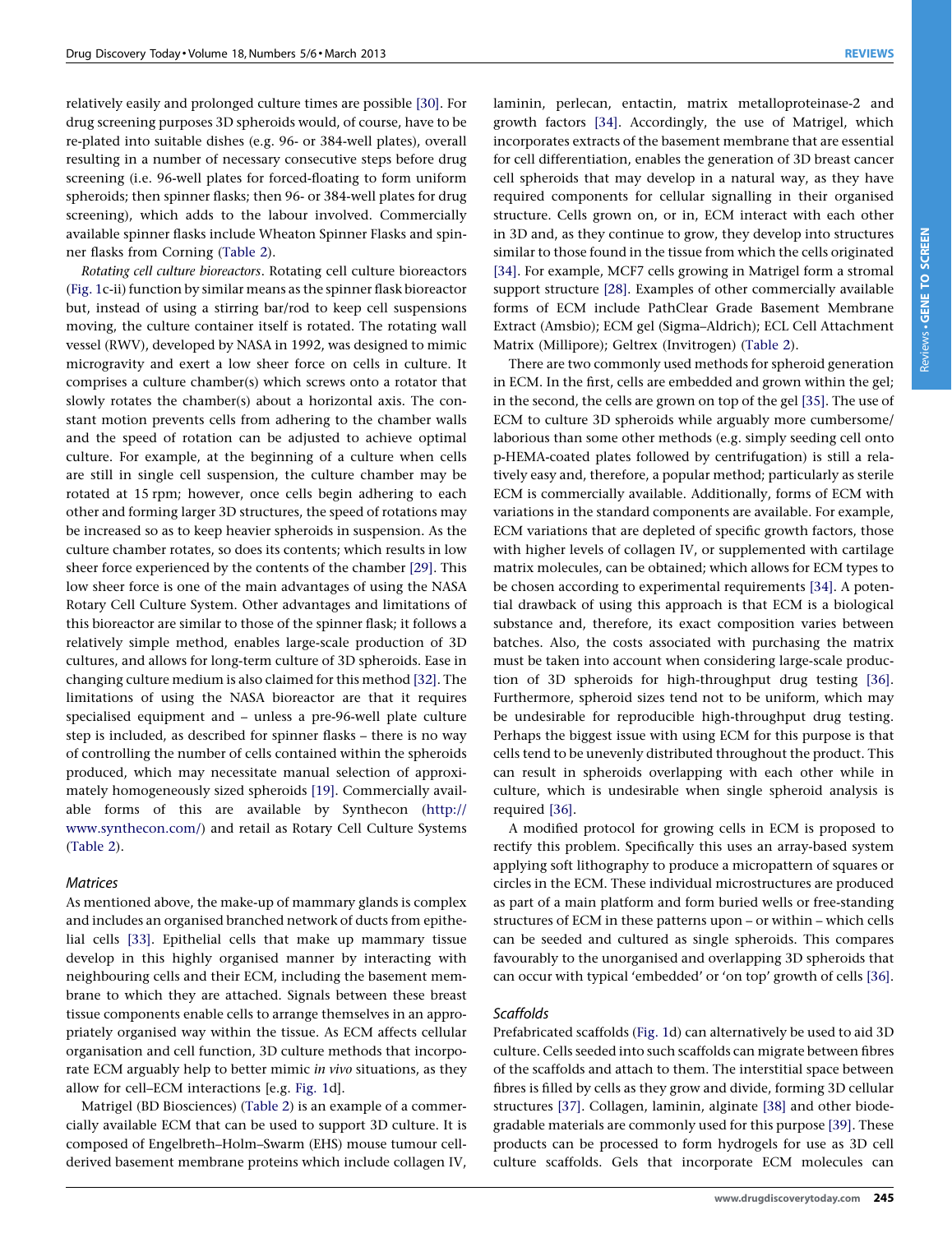relatively easily and prolonged culture times are possible [30]. For drug screening purposes 3D spheroids would, of course, have to be re-plated into suitable dishes (e.g. 96- or 384-well plates), overall resulting in a number of necessary consecutive steps before drug screening (i.e. 96-well plates for forced-floating to form uniform spheroids; then spinner flasks; then 96- or 384-well plates for drug screening), which adds to the labour involved. Commercially available spinner flasks include Wheaton Spinner Flasks and spinner flasks from Corning (Table 2).

*Rotating cell culture bioreactors*. Rotating cell culture bioreactors (Fig. 1c-ii) function by similar means as the spinner flask bioreactor but, instead of using a stirring bar/rod to keep cell suspensions moving, the culture container itself is rotated. The rotating wall vessel (RWV), developed by NASA in 1992, was designed to mimic microgravity and exert a low sheer force on cells in culture. It comprises a culture chamber(s) which screws onto a rotator that slowly rotates the chamber(s) about a horizontal axis. The constant motion prevents cells from adhering to the chamber walls and the speed of rotation can be adjusted to achieve optimal culture. For example, at the beginning of a culture when cells are still in single cell suspension, the culture chamber may be rotated at 15 rpm; however, once cells begin adhering to each other and forming larger 3D structures, the speed of rotations may be increased so as to keep heavier spheroids in suspension. As the culture chamber rotates, so does its contents; which results in low sheer force experienced by the contents of the chamber [29]. This low sheer force is one of the main advantages of using the NASA Rotary Cell Culture System. Other advantages and limitations of this bioreactor are similar to those of the spinner flask; it follows a relatively simple method, enables large-scale production of 3D cultures, and allows for long-term culture of 3D spheroids. Ease in changing culture medium is also claimed for this method [32]. The limitations of using the NASA bioreactor are that it requires specialised equipment and – unless a pre-96-well plate culture step is included, as described for spinner flasks – there is no way of controlling the number of cells contained within the spheroids produced, which may necessitate manual selection of approximately homogeneously sized spheroids [19]. Commercially available forms of this are available by Synthecon (http://www.synthecon.com/) and retail as Rotary Cell Culture Systems (Table 2).

### Matrices

As mentioned above, the make-up of mammary glands is complex and includes an organised branched network of ducts from epithelial cells [33]. Epithelial cells that make up mammary tissue develop in this highly organised manner by interacting with neighbouring cells and their ECM, including the basement membrane to which they are attached. Signals between these breast tissue components enable cells to arrange themselves in an appropriately organised way within the tissue. As ECM affects cellular organisation and cell function, 3D culture methods that incorporate ECM arguably help to better mimic *in vivo* situations, as they allow for cell–ECM interactions [e.g. Fig. 1d].

Matrigel (BD Biosciences) (Table 2) is an example of a commercially available ECM that can be used to support 3D culture. It is composed of Engelbreth–Holm–Swarm (EHS) mouse tumour cell-derived basement membrane proteins which include collagen IV, laminin, perlecan, entactin, matrix metalloproteinase-2 and growth factors [34]. Accordingly, the use of Matrigel, which incorporates extracts of the basement membrane that are essential for cell differentiation, enables the generation of 3D breast cancer cell spheroids that may develop in a natural way, as they have required components for cellular signalling in their organised structure. Cells grown on, or in, ECM interact with each other in 3D and, as they continue to grow, they develop into structures similar to those found in the tissue from which the cells originated [34]. For example, MCF7 cells growing in Matrigel form a stromal support structure [28]. Examples of other commercially available forms of ECM include PathClear Grade Basement Membrane Extract (Amsbio); ECM gel (Sigma–Aldrich); ECL Cell Attachment Matrix (Millipore); Geltrex (Invitrogen) (Table 2).

There are two commonly used methods for spheroid generation in ECM. In the first, cells are embedded and grown within the gel; in the second, the cells are grown on top of the gel [35]. The use of ECM to culture 3D spheroids while arguably more cumbersome/laborious than some other methods (e.g. simply seeding cell onto p-HEMA-coated plates followed by centrifugation) is still a relatively easy and, therefore, a popular method; particularly as sterile ECM is commercially available. Additionally, forms of ECM with variations in the standard components are available. For example, ECM variations that are depleted of specific growth factors, those with higher levels of collagen IV, or supplemented with cartilage matrix molecules, can be obtained; which allows for ECM types to be chosen according to experimental requirements [34]. A potential drawback of using this approach is that ECM is a biological substance and, therefore, its exact composition varies between batches. Also, the costs associated with purchasing the matrix must be taken into account when considering large-scale production of 3D spheroids for high-throughput drug testing [36]. Furthermore, spheroid sizes tend not to be uniform, which may be undesirable for reproducible high-throughput drug testing. Perhaps the biggest issue with using ECM for this purpose is that cells tend to be unevenly distributed throughout the product. This can result in spheroids overlapping with each other while in culture, which is undesirable when single spheroid analysis is required [36].

A modified protocol for growing cells in ECM is proposed to rectify this problem. Specifically this uses an array-based system applying soft lithography to produce a micropattern of squares or circles in the ECM. These individual microstructures are produced as part of a main platform and form buried wells or free-standing structures of ECM in these patterns upon – or within – which cells can be seeded and cultured as single spheroids. This compares favourably to the unorganised and overlapping 3D spheroids that can occur with typical 'embedded' or 'on top' growth of cells [36].

### Scaffolds

Prefabricated scaffolds (Fig. 1d) can alternatively be used to aid 3D culture. Cells seeded into such scaffolds can migrate between fibres of the scaffolds and attach to them. The interstitial space between fibres is filled by cells as they grow and divide, forming 3D cellular structures [37]. Collagen, laminin, alginate [38] and other biodegradable materials are commonly used for this purpose [39]. These products can be processed to form hydrogels for use as 3D cell culture scaffolds. Gels that incorporate ECM molecules can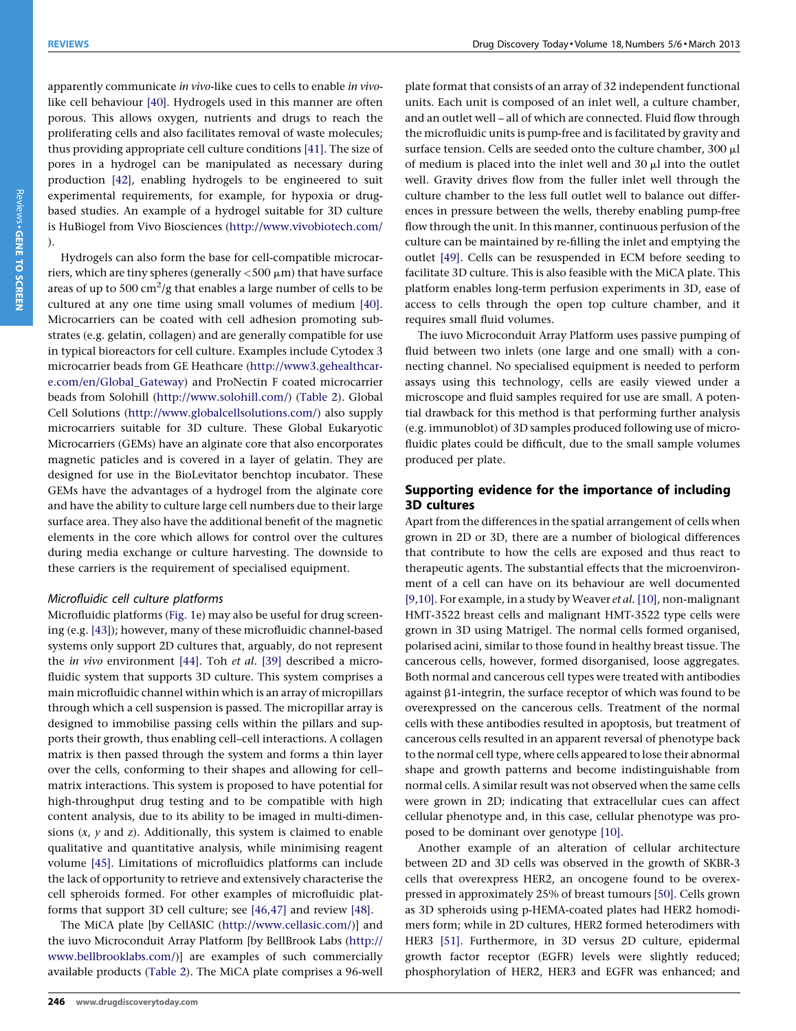apparently communicate *in vivo*-like cues to cells to enable *in vivo*-like cell behaviour [40]. Hydrogels used in this manner are often porous. This allows oxygen, nutrients and drugs to reach the proliferating cells and also facilitates removal of waste molecules; thus providing appropriate cell culture conditions [41]. The size of pores in a hydrogel can be manipulated as necessary during production [42], enabling hydrogels to be engineered to suit experimental requirements, for example, for hypoxia or drug-based studies. An example of a hydrogel suitable for 3D culture is HuBiogel from Vivo Biosciences (http://www.vivobiotech.com/).

Hydrogels can also form the base for cell-compatible microcarriers, which are tiny spheres (generally <500 μm) that have surface areas of up to 500 $cm^2$/g that enables a large number of cells to be cultured at any one time using small volumes of medium [40]. Microcarriers can be coated with cell adhesion promoting substrates (e.g. gelatin, collagen) and are generally compatible for use in typical bioreactors for cell culture. Examples include Cytodex 3 microcarrier beads from GE Heathcare (http://www3.gehealthcare.com/en/Global_Gateway) and ProNectin F coated microcarrier beads from Solohill (http://www.solohill.com/) (Table 2). Global Cell Solutions (http://www.globalcellsolutions.com/) also supply microcarriers suitable for 3D culture. These Global Eukaryotic Microcarriers (GEMs) have an alginate core that also encorporates magnetic paticles and is covered in a layer of gelatin. They are designed for use in the BioLevitator benchtop incubator. These GEMs have the advantages of a hydrogel from the alginate core and have the ability to culture large cell numbers due to their large surface area. They also have the additional benefit of the magnetic elements in the core which allows for control over the cultures during media exchange or culture harvesting. The downside to these carriers is the requirement of specialised equipment.

### *Microfluidic cell culture platforms*

Microfluidic platforms (Fig. 1e) may also be useful for drug screening (e.g. [43]); however, many of these microfluidic channel-based systems only support 2D cultures that, arguably, do not represent the *in vivo* environment [44]. Toh *et al*. [39] described a microfluidic system that supports 3D culture. This system comprises a main microfluidic channel within which is an array of micropillars through which a cell suspension is passed. The micropillar array is designed to immobilise passing cells within the pillars and supports their growth, thus enabling cell–cell interactions. A collagen matrix is then passed through the system and forms a thin layer over the cells, conforming to their shapes and allowing for cell–matrix interactions. This system is proposed to have potential for high-throughput drug testing and to be compatible with high content analysis, due to its ability to be imaged in multi-dimensions (*x*, *y* and *z*). Additionally, this system is claimed to enable qualitative and quantitative analysis, while minimising reagent volume [45]. Limitations of microfluidics platforms can include the lack of opportunity to retrieve and extensively characterise the cell spheroids formed. For other examples of microfluidic platforms that support 3D cell culture; see [46,47] and review [48].

The MiCA plate [by CellASIC (http://www.cellasic.com/)] and the iuvo Microconduit Array Platform [by BellBrook Labs (http://www.bellbrooklabs.com/)] are examples of such commercially available products (Table 2). The MiCA plate comprises a 96-well plate format that consists of an array of 32 independent functional units. Each unit is composed of an inlet well, a culture chamber, and an outlet well – all of which are connected. Fluid flow through the microfluidic units is pump-free and is facilitated by gravity and surface tension. Cells are seeded onto the culture chamber, 300 μl of medium is placed into the inlet well and 30 μl into the outlet well. Gravity drives flow from the fuller inlet well through the culture chamber to the less full outlet well to balance out differences in pressure between the wells, thereby enabling pump-free flow through the unit. In this manner, continuous perfusion of the culture can be maintained by re-filling the inlet and emptying the outlet [49]. Cells can be resuspended in ECM before seeding to facilitate 3D culture. This is also feasible with the MiCA plate. This platform enables long-term perfusion experiments in 3D, ease of access to cells through the open top culture chamber, and it requires small fluid volumes.

The iuvo Microconduit Array Platform uses passive pumping of fluid between two inlets (one large and one small) with a connecting channel. No specialised equipment is needed to perform assays using this technology, cells are easily viewed under a microscope and fluid samples required for use are small. A potential drawback for this method is that performing further analysis (e.g. immunoblot) of 3D samples produced following use of microfluidic plates could be difficult, due to the small sample volumes produced per plate.

## Supporting evidence for the importance of including 3D cultures

Apart from the differences in the spatial arrangement of cells when grown in 2D or 3D, there are a number of biological differences that contribute to how the cells are exposed and thus react to therapeutic agents. The substantial effects that the microenvironment of a cell can have on its behaviour are well documented [9,10]. For example, in a study by Weaver *et al*. [10], non-malignant HMT-3522 breast cells and malignant HMT-3522 type cells were grown in 3D using Matrigel. The normal cells formed organised, polarised acini, similar to those found in healthy breast tissue. The cancerous cells, however, formed disorganised, loose aggregates. Both normal and cancerous cell types were treated with antibodies against β1-integrin, the surface receptor of which was found to be overexpressed on the cancerous cells. Treatment of the normal cells with these antibodies resulted in apoptosis, but treatment of cancerous cells resulted in an apparent reversal of phenotype back to the normal cell type, where cells appeared to lose their abnormal shape and growth patterns and become indistinguishable from normal cells. A similar result was not observed when the same cells were grown in 2D; indicating that extracellular cues can affect cellular phenotype and, in this case, cellular phenotype was proposed to be dominant over genotype [10].

Another example of an alteration of cellular architecture between 2D and 3D cells was observed in the growth of SKBR-3 cells that overexpress HER2, an oncogene found to be overexpressed in approximately 25% of breast tumours [50]. Cells grown as 3D spheroids using p-HEMA-coated plates had HER2 homodimers form; while in 2D cultures, HER2 formed heterodimers with HER3 [51]. Furthermore, in 3D versus 2D culture, epidermal growth factor receptor (EGFR) levels were slightly reduced; phosphorylation of HER2, HER3 and EGFR was enhanced; and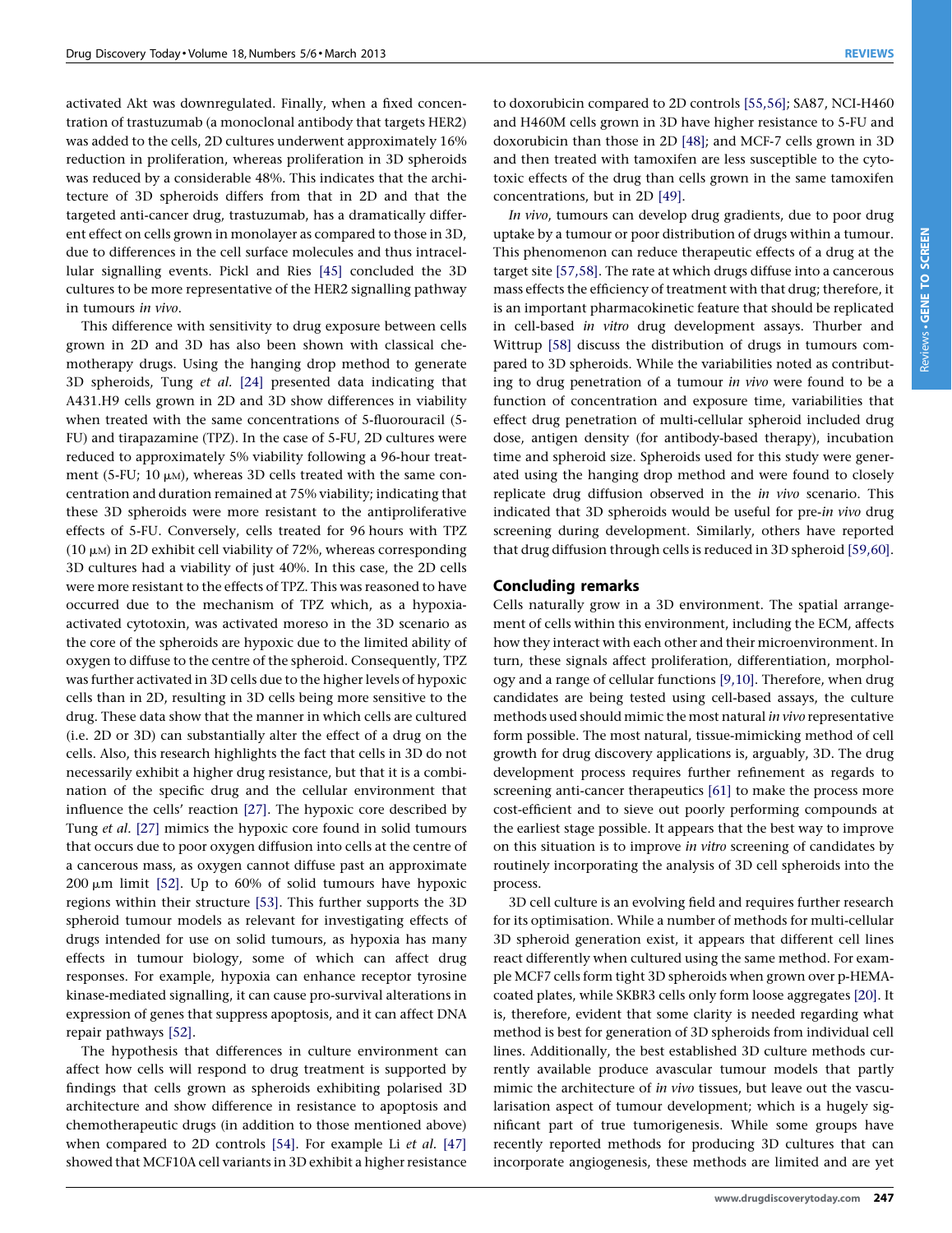activated Akt was downregulated. Finally, when a fixed concentration of trastuzumab (a monoclonal antibody that targets HER2) was added to the cells, 2D cultures underwent approximately 16% reduction in proliferation, whereas proliferation in 3D spheroids was reduced by a considerable 48%. This indicates that the architecture of 3D spheroids differs from that in 2D and that the targeted anti-cancer drug, trastuzumab, has a dramatically different effect on cells grown in monolayer as compared to those in 3D, due to differences in the cell surface molecules and thus intracellular signalling events. Pickl and Ries [45] concluded the 3D cultures to be more representative of the HER2 signalling pathway in tumours *in vivo*.

This difference with sensitivity to drug exposure between cells grown in 2D and 3D has also been shown with classical chemotherapy drugs. Using the hanging drop method to generate 3D spheroids, Tung *et al.* [24] presented data indicating that A431.H9 cells grown in 2D and 3D show differences in viability when treated with the same concentrations of 5-fluorouracil (5-FU) and tirapazamine (TPZ). In the case of 5-FU, 2D cultures were reduced to approximately 5% viability following a 96-hour treatment (5-FU; 10 μM), whereas 3D cells treated with the same concentration and duration remained at 75% viability; indicating that these 3D spheroids were more resistant to the antiproliferative effects of 5-FU. Conversely, cells treated for 96 hours with TPZ (10 μM) in 2D exhibit cell viability of 72%, whereas corresponding 3D cultures had a viability of just 40%. In this case, the 2D cells were more resistant to the effects of TPZ. This was reasoned to have occurred due to the mechanism of TPZ which, as a hypoxia-activated cytotoxin, was activated moreso in the 3D scenario as the core of the spheroids are hypoxic due to the limited ability of oxygen to diffuse to the centre of the spheroid. Consequently, TPZ was further activated in 3D cells due to the higher levels of hypoxic cells than in 2D, resulting in 3D cells being more sensitive to the drug. These data show that the manner in which cells are cultured (i.e. 2D or 3D) can substantially alter the effect of a drug on the cells. Also, this research highlights the fact that cells in 3D do not necessarily exhibit a higher drug resistance, but that it is a combination of the specific drug and the cellular environment that influence the cells' reaction [27]. The hypoxic core described by Tung *et al.* [27] mimics the hypoxic core found in solid tumours that occurs due to poor oxygen diffusion into cells at the centre of a cancerous mass, as oxygen cannot diffuse past an approximate 200 μm limit [52]. Up to 60% of solid tumours have hypoxic regions within their structure [53]. This further supports the 3D spheroid tumour models as relevant for investigating effects of drugs intended for use on solid tumours, as hypoxia has many effects in tumour biology, some of which can affect drug responses. For example, hypoxia can enhance receptor tyrosine kinase-mediated signalling, it can cause pro-survival alterations in expression of genes that suppress apoptosis, and it can affect DNA repair pathways [52].

The hypothesis that differences in culture environment can affect how cells will respond to drug treatment is supported by findings that cells grown as spheroids exhibiting polarised 3D architecture and show difference in resistance to apoptosis and chemotherapeutic drugs (in addition to those mentioned above) when compared to 2D controls [54]. For example Li *et al.* [47] showed that MCF10A cell variants in 3D exhibit a higher resistance to doxorubicin compared to 2D controls [55,56]; SA87, NCI-H460 and H460M cells grown in 3D have higher resistance to 5-FU and doxorubicin than those in 2D [48]; and MCF-7 cells grown in 3D and then treated with tamoxifen are less susceptible to the cytotoxic effects of the drug than cells grown in the same tamoxifen concentrations, but in 2D [49].

*In vivo*, tumours can develop drug gradients, due to poor drug uptake by a tumour or poor distribution of drugs within a tumour. This phenomenon can reduce therapeutic effects of a drug at the target site [57,58]. The rate at which drugs diffuse into a cancerous mass effects the efficiency of treatment with that drug; therefore, it is an important pharmacokinetic feature that should be replicated in cell-based *in vitro* drug development assays. Thurber and Wittrup [58] discuss the distribution of drugs in tumours compared to 3D spheroids. While the variabilities noted as contributing to drug penetration of a tumour *in vivo* were found to be a function of concentration and exposure time, variabilities that effect drug penetration of multi-cellular spheroid included drug dose, antigen density (for antibody-based therapy), incubation time and spheroid size. Spheroids used for this study were generated using the hanging drop method and were found to closely replicate drug diffusion observed in the *in vivo* scenario. This indicated that 3D spheroids would be useful for pre-*in vivo* drug screening during development. Similarly, others have reported that drug diffusion through cells is reduced in 3D spheroid [59,60].

## Concluding remarks

Cells naturally grow in a 3D environment. The spatial arrangement of cells within this environment, including the ECM, affects how they interact with each other and their microenvironment. In turn, these signals affect proliferation, differentiation, morphology and a range of cellular functions [9,10]. Therefore, when drug candidates are being tested using cell-based assays, the culture methods used should mimic the most natural *in vivo* representative form possible. The most natural, tissue-mimicking method of cell growth for drug discovery applications is, arguably, 3D. The drug development process requires further refinement as regards to screening anti-cancer therapeutics [61] to make the process more cost-efficient and to sieve out poorly performing compounds at the earliest stage possible. It appears that the best way to improve on this situation is to improve *in vitro* screening of candidates by routinely incorporating the analysis of 3D cell spheroids into the process.

3D cell culture is an evolving field and requires further research for its optimisation. While a number of methods for multi-cellular 3D spheroid generation exist, it appears that different cell lines react differently when cultured using the same method. For example MCF7 cells form tight 3D spheroids when grown over p-HEMA-coated plates, while SKBR3 cells only form loose aggregates [20]. It is, therefore, evident that some clarity is needed regarding what method is best for generation of 3D spheroids from individual cell lines. Additionally, the best established 3D culture methods currently available produce avascular tumour models that partly mimic the architecture of *in vivo* tissues, but leave out the vascularisation aspect of tumour development; which is a hugely significant part of true tumorigenesis. While some groups have recently reported methods for producing 3D cultures that can incorporate angiogenesis, these methods are limited and are yet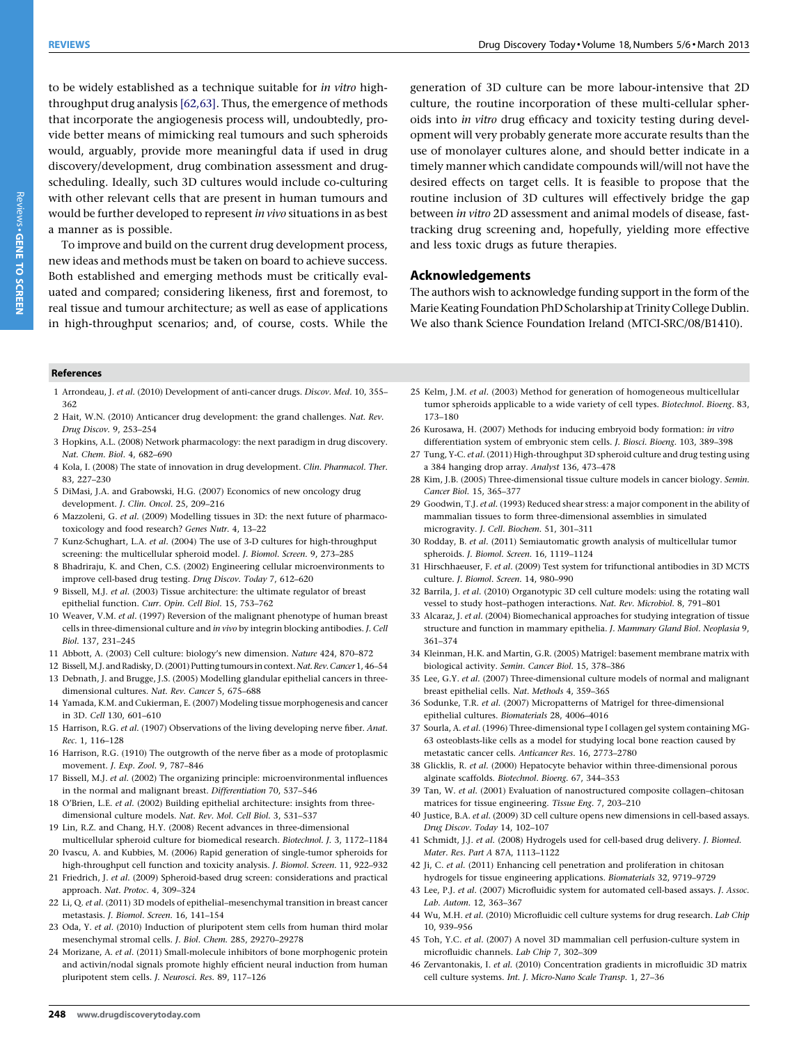to be widely established as a technique suitable for *in vitro* high-throughput drug analysis [62,63]. Thus, the emergence of methods that incorporate the angiogenesis process will, undoubtedly, provide better means of mimicking real tumours and such spheroids would, arguably, provide more meaningful data if used in drug discovery/development, drug combination assessment and drug-scheduling. Ideally, such 3D cultures would include co-culturing with other relevant cells that are present in human tumours and would be further developed to represent *in vivo* situations in as best a manner as is possible.

To improve and build on the current drug development process, new ideas and methods must be taken on board to achieve success. Both established and emerging methods must be critically evaluated and compared; considering likeness, first and foremost, to real tissue and tumour architecture; as well as ease of applications in high-throughput scenarios; and, of course, costs. While the generation of 3D culture can be more labour-intensive that 2D culture, the routine incorporation of these multi-cellular spheroids into *in vitro* drug efficacy and toxicity testing during development will very probably generate more accurate results than the use of monolayer cultures alone, and should better indicate in a timely manner which candidate compounds will/will not have the desired effects on target cells. It is feasible to propose that the routine inclusion of 3D cultures will effectively bridge the gap between *in vitro* 2D assessment and animal models of disease, fast-tracking drug screening and, hopefully, yielding more effective and less toxic drugs as future therapies.

## Acknowledgements

The authors wish to acknowledge funding support in the form of the Marie Keating Foundation PhD Scholarship at Trinity College Dublin. We also thank Science Foundation Ireland (MTCI-SRC/08/B1410).

## References

1 Arrondeau, J. *et al.* (2010) Development of anti-cancer drugs. *Discov. Med.* 10, 355–362

2 Hait, W.N. (2010) Anticancer drug development: the grand challenges. *Nat. Rev. Drug Discov.* 9, 253–254

3 Hopkins, A.L. (2008) Network pharmacology: the next paradigm in drug discovery. *Nat. Chem. Biol.* 4, 682–690

4 Kola, I. (2008) The state of innovation in drug development. *Clin. Pharmacol. Ther.* 83, 227–230

5 DiMasi, J.A. and Grabowski, H.G. (2007) Economics of new oncology drug development. *J. Clin. Oncol.* 25, 209–216

6 Mazzoleni, G. *et al.* (2009) Modelling tissues in 3D: the next future of pharmaco-toxicology and food research? *Genes Nutr.* 4, 13–22

7 Kunz-Schughart, L.A. *et al.* (2004) The use of 3-D cultures for high-throughput screening: the multicellular spheroid model. *J. Biomol. Screen.* 9, 273–285

8 Bhadriraju, K. and Chen, C.S. (2002) Engineering cellular microenvironments to improve cell-based drug testing. *Drug Discov. Today* 7, 612–620

9 Bissell, M.J. *et al.* (2003) Tissue architecture: the ultimate regulator of breast epithelial function. *Curr. Opin. Cell Biol.* 15, 753–762

10 Weaver, V.M. *et al.* (1997) Reversion of the malignant phenotype of human breast cells in three-dimensional culture and *in vivo* by integrin blocking antibodies. *J. Cell Biol.* 137, 231–245

11 Abbott, A. (2003) Cell culture: biology's new dimension. *Nature* 424, 870–872

12 Bissell, M.J. and Radisky, D. (2001) Putting tumours in context. *Nat. Rev. Cancer* 1, 46–54

13 Debnath, J. and Brugge, J.S. (2005) Modelling glandular epithelial cancers in three-dimensional cultures. *Nat. Rev. Cancer* 5, 675–688

14 Yamada, K.M. and Cukierman, E. (2007) Modeling tissue morphogenesis and cancer in 3D. *Cell* 130, 601–610

15 Harrison, R.G. *et al.* (1907) Observations of the living developing nerve fiber. *Anat. Rec.* 1, 116–128

16 Harrison, R.G. (1910) The outgrowth of the nerve fiber as a mode of protoplasmic movement. *J. Exp. Zool.* 9, 787–846

17 Bissell, M.J. *et al.* (2002) The organizing principle: microenvironmental influences in the normal and malignant breast. *Differentiation* 70, 537–546

18 O'Brien, L.E. *et al.* (2002) Building epithelial architecture: insights from three-dimensional culture models. *Nat. Rev. Mol. Cell Biol.* 3, 531–537

19 Lin, R.Z. and Chang, H.Y. (2008) Recent advances in three-dimensional multicellular spheroid culture for biomedical research. *Biotechnol. J.* 3, 1172–1184

20 Ivascu, A. and Kubbies, M. (2006) Rapid generation of single-tumor spheroids for high-throughput cell function and toxicity analysis. *J. Biomol. Screen.* 11, 922–932

21 Friedrich, J. *et al.* (2009) Spheroid-based drug screen: considerations and practical approach. *Nat. Protoc.* 4, 309–324

22 Li, Q. *et al.* (2011) 3D models of epithelial–mesenchymal transition in breast cancer metastasis. *J. Biomol. Screen.* 16, 141–154

23 Oda, Y. *et al.* (2010) Induction of pluripotent stem cells from human third molar mesenchymal stromal cells. *J. Biol. Chem.* 285, 29270–29278

24 Morizane, A. *et al.* (2011) Small-molecule inhibitors of bone morphogenic protein and activin/nodal signals promote highly efficient neural induction from human pluripotent stem cells. *J. Neurosci. Res.* 89, 117–126

25 Kelm, J.M. *et al.* (2003) Method for generation of homogeneous multicellular tumor spheroids applicable to a wide variety of cell types. *Biotechnol. Bioeng.* 83, 173–180

26 Kurosawa, H. (2007) Methods for inducing embryoid body formation: *in vitro* differentiation system of embryonic stem cells. *J. Biosci. Bioeng.* 103, 389–398

27 Tung, Y-C. *et al.* (2011) High-throughput 3D spheroid culture and drug testing using a 384 hanging drop array. *Analyst* 136, 473–478

28 Kim, J.B. (2005) Three-dimensional tissue culture models in cancer biology. *Semin. Cancer Biol.* 15, 365–377

29 Goodwin, T.J. *et al.* (1993) Reduced shear stress: a major component in the ability of mammalian tissues to form three-dimensional assemblies in simulated microgravity. *J. Cell. Biochem.* 51, 301–311

30 Rodday, B. *et al.* (2011) Semiautomatic growth analysis of multicellular tumor spheroids. *J. Biomol. Screen.* 16, 1119–1124

31 Hirschhaeuser, F. *et al.* (2009) Test system for trifunctional antibodies in 3D MCTS culture. *J. Biomol. Screen.* 14, 980–990

32 Barrila, J. *et al.* (2010) Organotypic 3D cell culture models: using the rotating wall vessel to study host–pathogen interactions. *Nat. Rev. Microbiol.* 8, 791–801

33 Alcaraz, J. *et al.* (2004) Biomechanical approaches for studying integration of tissue structure and function in mammary epithelia. *J. Mammary Gland Biol. Neoplasia* 9, 361–374

34 Kleinman, H.K. and Martin, G.R. (2005) Matrigel: basement membrane matrix with biological activity. *Semin. Cancer Biol.* 15, 378–386

35 Lee, G.Y. *et al.* (2007) Three-dimensional culture models of normal and malignant breast epithelial cells. *Nat. Methods* 4, 359–365

36 Sodunke, T.R. *et al.* (2007) Micropatterns of Matrigel for three-dimensional epithelial cultures. *Biomaterials* 28, 4006–4016

37 Sourla, A. *et al.* (1996) Three-dimensional type I collagen gel system containing MG-63 osteoblasts-like cells as a model for studying local bone reaction caused by metastatic cancer cells. *Anticancer Res.* 16, 2773–2780

38 Glicklis, R. *et al.* (2000) Hepatocyte behavior within three-dimensional porous alginate scaffolds. *Biotechnol. Bioeng.* 67, 344–353

39 Tan, W. *et al.* (2001) Evaluation of nanostructured composite collagen–chitosan matrices for tissue engineering. *Tissue Eng.* 7, 203–210

40 Justice, B.A. *et al.* (2009) 3D cell culture opens new dimensions in cell-based assays. *Drug Discov. Today* 14, 102–107

41 Schmidt, J.J. *et al.* (2008) Hydrogels used for cell-based drug delivery. *J. Biomed. Mater. Res. Part A* 87A, 1113–1122

42 Ji, C. *et al.* (2011) Enhancing cell penetration and proliferation in chitosan hydrogels for tissue engineering applications. *Biomaterials* 32, 9719–9729

43 Lee, P.J. *et al.* (2007) Microfluidic system for automated cell-based assays. *J. Assoc. Lab. Autom.* 12, 363–367

44 Wu, M.H. *et al.* (2010) Microfluidic cell culture systems for drug research. *Lab Chip* 10, 939–956

45 Toh, Y.C. *et al.* (2007) A novel 3D mammalian cell perfusion-culture system in microfluidic channels. *Lab Chip* 7, 302–309

46 Zervantonakis, I. *et al.* (2010) Concentration gradients in microfluidic 3D matrix cell culture systems. *Int. J. Micro-Nano Scale Transp.* 1, 27–36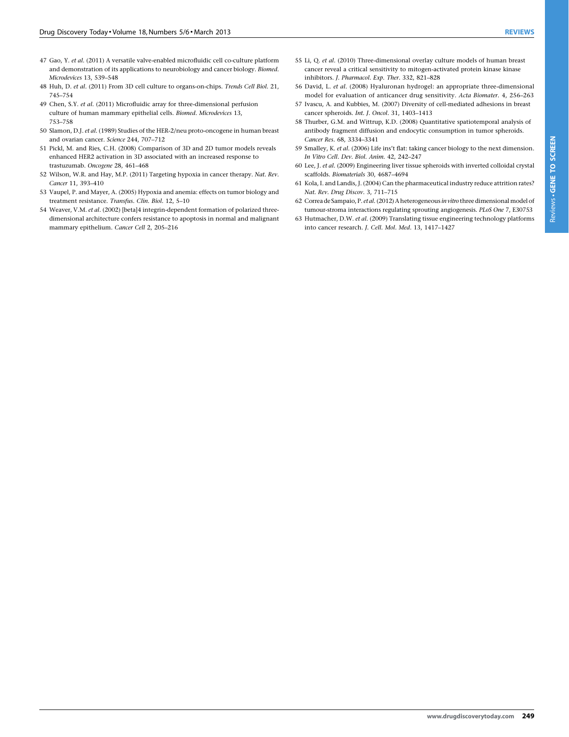47 Gao, Y. *et al.* (2011) A versatile valve-enabled microfluidic cell co-culture platform and demonstration of its applications to neurobiology and cancer biology. *Biomed. Microdevices* 13, 539–548

48 Huh, D. *et al.* (2011) From 3D cell culture to organs-on-chips. *Trends Cell Biol.* 21, 745–754

49 Chen, S.Y. *et al.* (2011) Microfluidic array for three-dimensional perfusion culture of human mammary epithelial cells. *Biomed. Microdevices* 13, 753–758

50 Slamon, D.J. *et al.* (1989) Studies of the HER-2/neu proto-oncogene in human breast and ovarian cancer. *Science* 244, 707–712

51 Pickl, M. and Ries, C.H. (2008) Comparison of 3D and 2D tumor models reveals enhanced HER2 activation in 3D associated with an increased response to trastuzumab. *Oncogene* 28, 461–468

52 Wilson, W.R. and Hay, M.P. (2011) Targeting hypoxia in cancer therapy. *Nat. Rev. Cancer* 11, 393–410

53 Vaupel, P. and Mayer, A. (2005) Hypoxia and anemia: effects on tumor biology and treatment resistance. *Transfus. Clin. Biol.* 12, 5–10

54 Weaver, V.M. *et al.* (2002) [beta]4 integrin-dependent formation of polarized three-dimensional architecture confers resistance to apoptosis in normal and malignant mammary epithelium. *Cancer Cell* 2, 205–216

55 Li, Q. *et al.* (2010) Three-dimensional overlay culture models of human breast cancer reveal a critical sensitivity to mitogen-activated protein kinase kinase inhibitors. *J. Pharmacol. Exp. Ther.* 332, 821–828

56 David, L. *et al.* (2008) Hyaluronan hydrogel: an appropriate three-dimensional model for evaluation of anticancer drug sensitivity. *Acta Biomater.* 4, 256–263

57 Ivascu, A. and Kubbies, M. (2007) Diversity of cell-mediated adhesions in breast cancer spheroids. *Int. J. Oncol.* 31, 1403–1413

58 Thurber, G.M. and Wittrup, K.D. (2008) Quantitative spatiotemporal analysis of antibody fragment diffusion and endocytic consumption in tumor spheroids. *Cancer Res.* 68, 3334–3341

59 Smalley, K. *et al.* (2006) Life ins't flat: taking cancer biology to the next dimension. *In Vitro Cell. Dev. Biol. Anim.* 42, 242–247

60 Lee, J. *et al.* (2009) Engineering liver tissue spheroids with inverted colloidal crystal scaffolds. *Biomaterials* 30, 4687–4694

61 Kola, I. and Landis, J. (2004) Can the pharmaceutical industry reduce attrition rates? *Nat. Rev. Drug Discov.* 3, 711–715

62 Correa de Sampaio, P. *et al.* (2012) A heterogeneous *in vitro* three dimensional model of tumour-stroma interactions regulating sprouting angiogenesis. *PLoS One* 7, E30753

63 Hutmacher, D.W. *et al.* (2009) Translating tissue engineering technology platforms into cancer research. *J. Cell. Mol. Med.* 13, 1417–1427